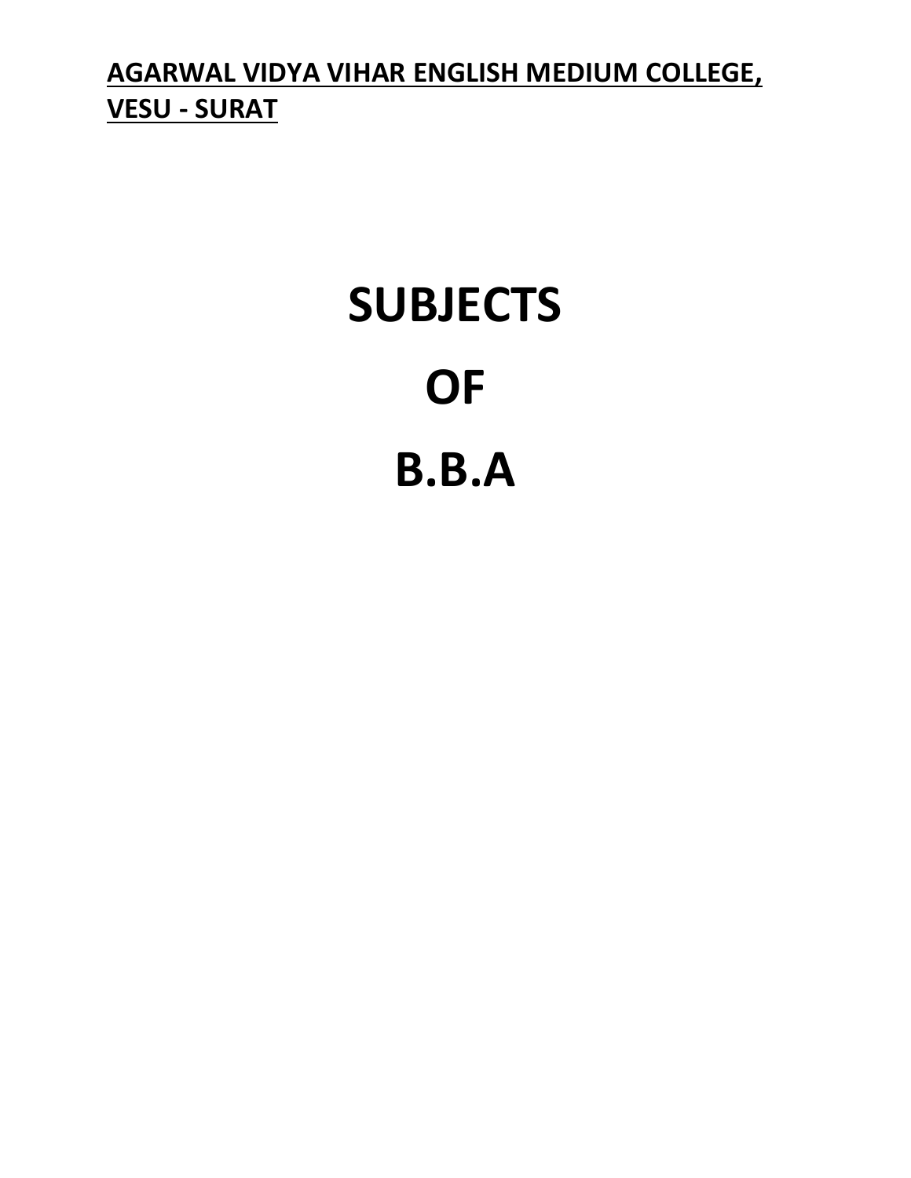**AGARWAL VIDYA VIHAR ENGLISH MEDIUM COLLEGE, VESU - SURAT**

# SUBJECTS

# OF

# B.B.A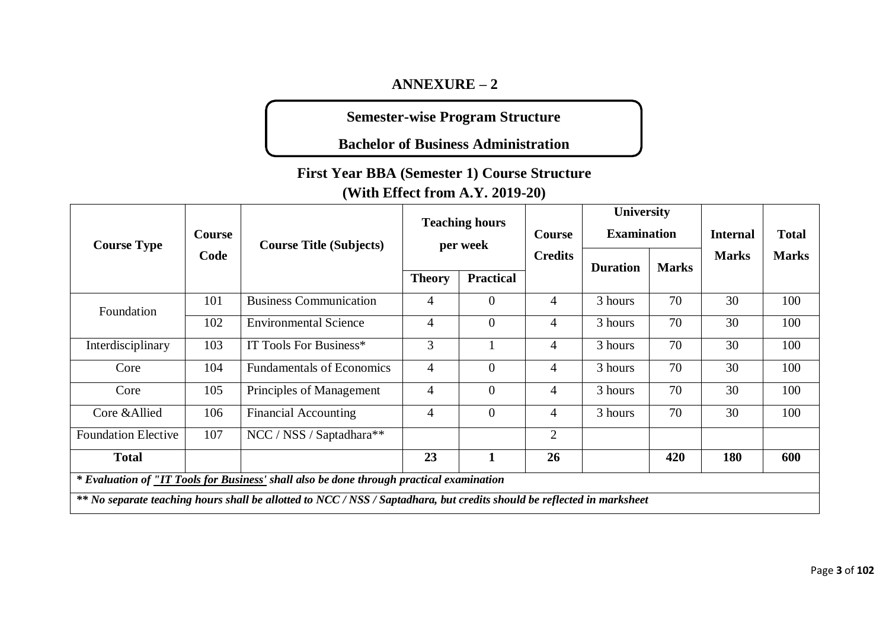## ANNEXURE – 2

**Semester-wise Program Structure**

**Bachelor of Business Administration**

### First Year BBA (Semester 1) Course Structure
### (With Effect from A.Y. 2019-20)

| Course Type | Course Code | Course Title (Subjects) | Teaching hours per week | | Course Credits | University Examination | | Internal Marks | Total Marks |
|---|---|---|---|---|---|---|---|---|---|
| | | | Theory | Practical | | Duration | Marks | | |
| Foundation | 101 | Business Communication | 4 | 0 | 4 | 3 hours | 70 | 30 | 100 |
| | 102 | Environmental Science | 4 | 0 | 4 | 3 hours | 70 | 30 | 100 |
| Interdisciplinary | 103 | IT Tools For Business* | 3 | 1 | 4 | 3 hours | 70 | 30 | 100 |
| Core | 104 | Fundamentals of Economics | 4 | 0 | 4 | 3 hours | 70 | 30 | 100 |
| Core | 105 | Principles of Management | 4 | 0 | 4 | 3 hours | 70 | 30 | 100 |
| Core &Allied | 106 | Financial Accounting | 4 | 0 | 4 | 3 hours | 70 | 30 | 100 |
| Foundation Elective | 107 | NCC / NSS / Saptadhara** | | | 2 | | | | |
| **Total** | | | **23** | **1** | **26** | | **420** | **180** | **600** |

*\* Evaluation of "IT Tools for Business' shall also be done through practical examination*

*\*\* No separate teaching hours shall be allotted to NCC / NSS / Saptadhara, but credits should be reflected in marksheet*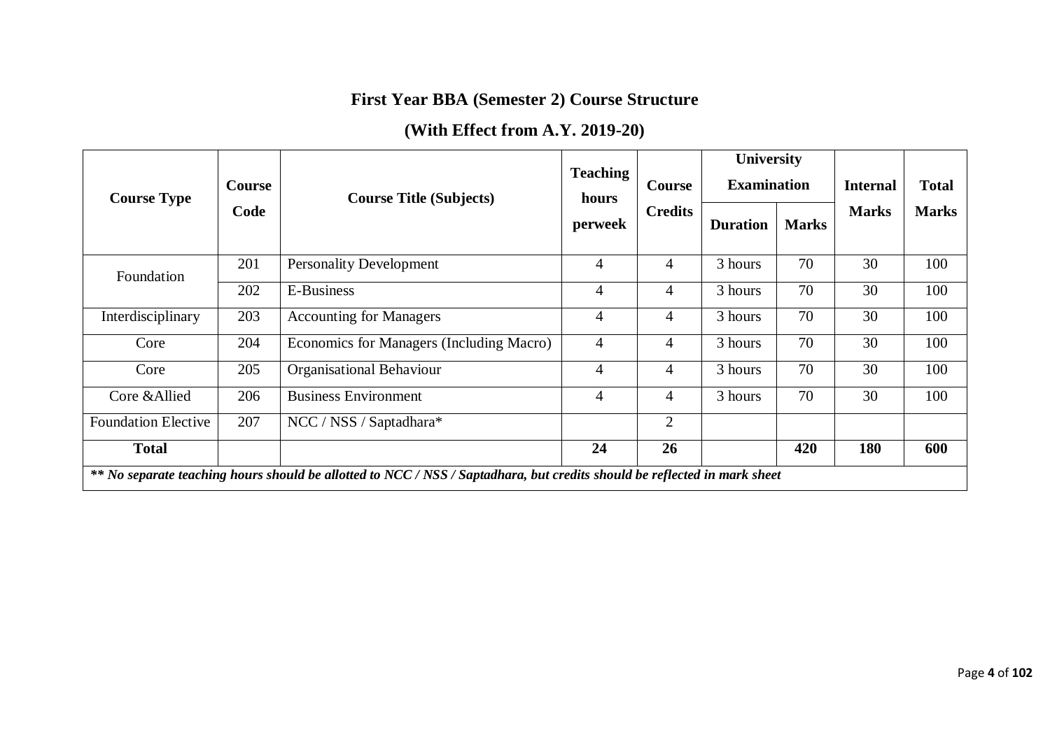## First Year BBA (Semester 2) Course Structure

## (With Effect from A.Y. 2019-20)

| Course Type | Course Code | Course Title (Subjects) | Teaching hours perweek | Course Credits | University Examination | | Internal Marks | Total Marks |
|---|---|---|---|---|---|---|---|---|
| | | | | | Duration | Marks | | |
| Foundation | 201 | Personality Development | 4 | 4 | 3 hours | 70 | 30 | 100 |
| | 202 | E-Business | 4 | 4 | 3 hours | 70 | 30 | 100 |
| Interdisciplinary | 203 | Accounting for Managers | 4 | 4 | 3 hours | 70 | 30 | 100 |
| Core | 204 | Economics for Managers (Including Macro) | 4 | 4 | 3 hours | 70 | 30 | 100 |
| Core | 205 | Organisational Behaviour | 4 | 4 | 3 hours | 70 | 30 | 100 |
| Core &Allied | 206 | Business Environment | 4 | 4 | 3 hours | 70 | 30 | 100 |
| Foundation Elective | 207 | NCC / NSS / Saptadhara* | | 2 | | | | |
| **Total** | | | **24** | **26** | | **420** | **180** | **600** |

***\*\* No separate teaching hours should be allotted to NCC / NSS / Saptadhara, but credits should be reflected in mark sheet***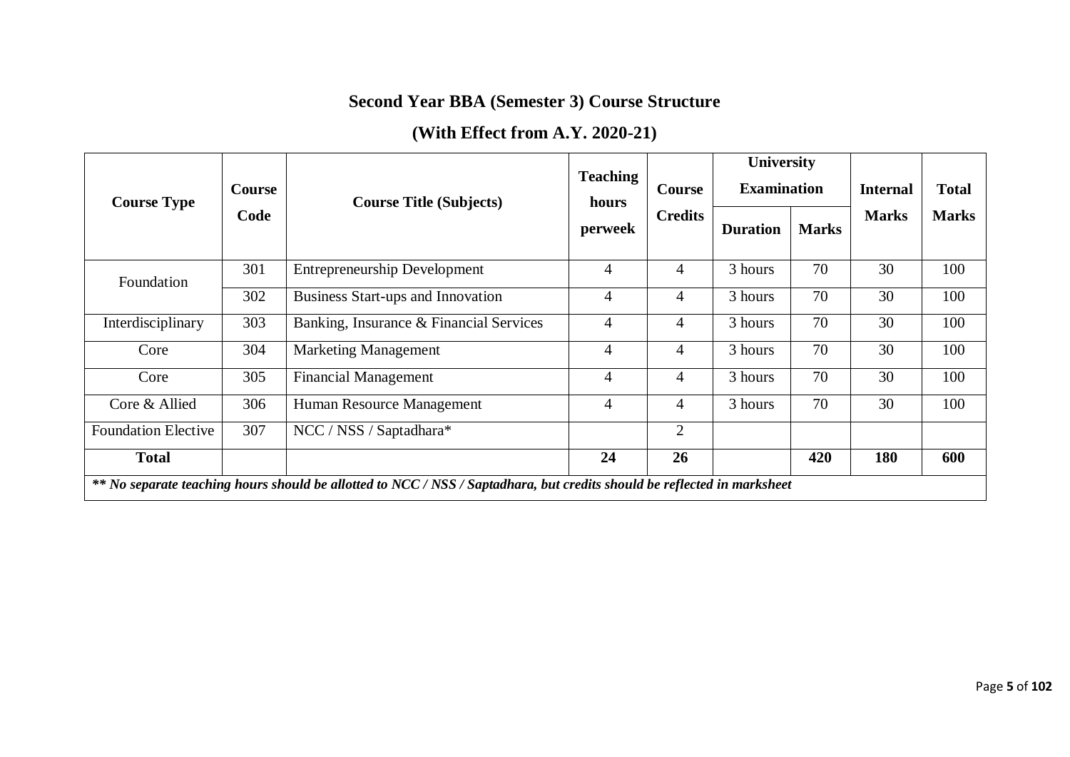## Second Year BBA (Semester 3) Course Structure

## (With Effect from A.Y. 2020-21)

| Course Type | Course Code | Course Title (Subjects) | Teaching hours perweek | Course Credits | University Examination | | Internal Marks | Total Marks |
|---|---|---|---|---|---|---|---|---|
| | | | | | Duration | Marks | | |
| Foundation | 301 | Entrepreneurship Development | 4 | 4 | 3 hours | 70 | 30 | 100 |
| | 302 | Business Start-ups and Innovation | 4 | 4 | 3 hours | 70 | 30 | 100 |
| Interdisciplinary | 303 | Banking, Insurance & Financial Services | 4 | 4 | 3 hours | 70 | 30 | 100 |
| Core | 304 | Marketing Management | 4 | 4 | 3 hours | 70 | 30 | 100 |
| Core | 305 | Financial Management | 4 | 4 | 3 hours | 70 | 30 | 100 |
| Core & Allied | 306 | Human Resource Management | 4 | 4 | 3 hours | 70 | 30 | 100 |
| Foundation Elective | 307 | NCC / NSS / Saptadhara* | | 2 | | | | |
| **Total** | | | **24** | **26** | | **420** | **180** | **600** |

*** No separate teaching hours should be allotted to NCC / NSS / Saptadhara, but credits should be reflected in marksheet*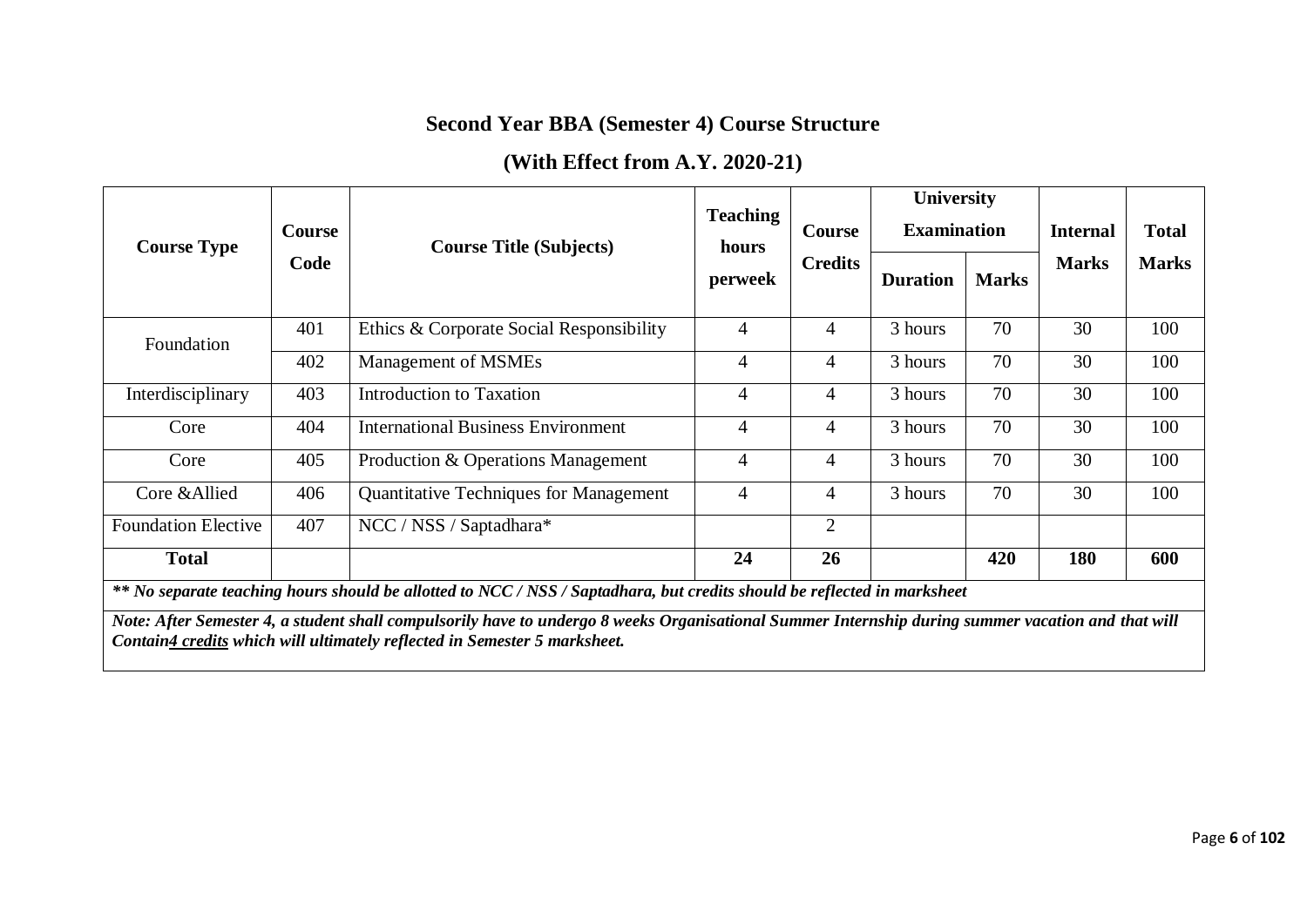## Second Year BBA (Semester 4) Course Structure

## (With Effect from A.Y. 2020-21)

| Course Type | Course Code | Course Title (Subjects) | Teaching hours perweek | Course Credits | University Examination | | Internal Marks | Total Marks |
|---|---|---|---|---|---|---|---|---|
| | | | | | Duration | Marks | | |
| Foundation | 401 | Ethics & Corporate Social Responsibility | 4 | 4 | 3 hours | 70 | 30 | 100 |
| | 402 | Management of MSMEs | 4 | 4 | 3 hours | 70 | 30 | 100 |
| Interdisciplinary | 403 | Introduction to Taxation | 4 | 4 | 3 hours | 70 | 30 | 100 |
| Core | 404 | International Business Environment | 4 | 4 | 3 hours | 70 | 30 | 100 |
| Core | 405 | Production & Operations Management | 4 | 4 | 3 hours | 70 | 30 | 100 |
| Core &Allied | 406 | Quantitative Techniques for Management | 4 | 4 | 3 hours | 70 | 30 | 100 |
| Foundation Elective | 407 | NCC / NSS / Saptadhara* | | 2 | | | | |
| **Total** | | | **24** | **26** | | **420** | **180** | **600** |

***\*\* No separate teaching hours should be allotted to NCC / NSS / Saptadhara, but credits should be reflected in marksheet***

***Note: After Semester 4, a student shall compulsorily have to undergo 8 weeks Organisational Summer Internship during summer vacation and that will Contain4 credits which will ultimately reflected in Semester 5 marksheet.***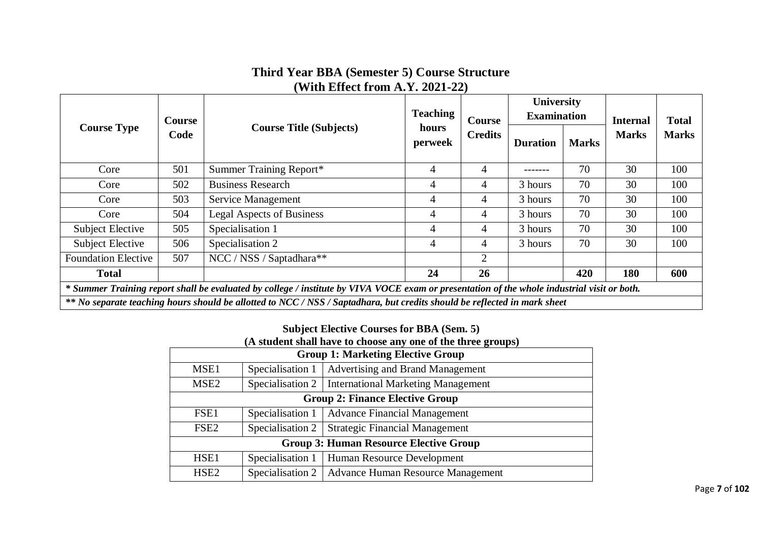## Third Year BBA (Semester 5) Course Structure
## (With Effect from A.Y. 2021-22)

| Course Type | Course Code | Course Title (Subjects) | Teaching hours perweek | Course Credits | University Examination | | Internal Marks | Total Marks |
|---|---|---|---|---|---|---|---|---|
| | | | | | Duration | Marks | | |
| Core | 501 | Summer Training Report* | 4 | 4 | ------- | 70 | 30 | 100 |
| Core | 502 | Business Research | 4 | 4 | 3 hours | 70 | 30 | 100 |
| Core | 503 | Service Management | 4 | 4 | 3 hours | 70 | 30 | 100 |
| Core | 504 | Legal Aspects of Business | 4 | 4 | 3 hours | 70 | 30 | 100 |
| Subject Elective | 505 | Specialisation 1 | 4 | 4 | 3 hours | 70 | 30 | 100 |
| Subject Elective | 506 | Specialisation 2 | 4 | 4 | 3 hours | 70 | 30 | 100 |
| Foundation Elective | 507 | NCC / NSS / Saptadhara** | | 2 | | | | |
| **Total** | | | **24** | **26** | | **420** | **180** | **600** |

*\* Summer Training report shall be evaluated by college / institute by VIVA VOCE exam or presentation of the whole industrial visit or both.*

*\*\* No separate teaching hours should be allotted to NCC / NSS / Saptadhara, but credits should be reflected in mark sheet*

### Subject Elective Courses for BBA (Sem. 5)
### (A student shall have to choose any one of the three groups)

| Group 1: Marketing Elective Group | | |
|---|---|---|
| MSE1 | Specialisation 1 | Advertising and Brand Management |
| MSE2 | Specialisation 2 | International Marketing Management |
| **Group 2: Finance Elective Group** | | |
| FSE1 | Specialisation 1 | Advance Financial Management |
| FSE2 | Specialisation 2 | Strategic Financial Management |
| **Group 3: Human Resource Elective Group** | | |
| HSE1 | Specialisation 1 | Human Resource Development |
| HSE2 | Specialisation 2 | Advance Human Resource Management |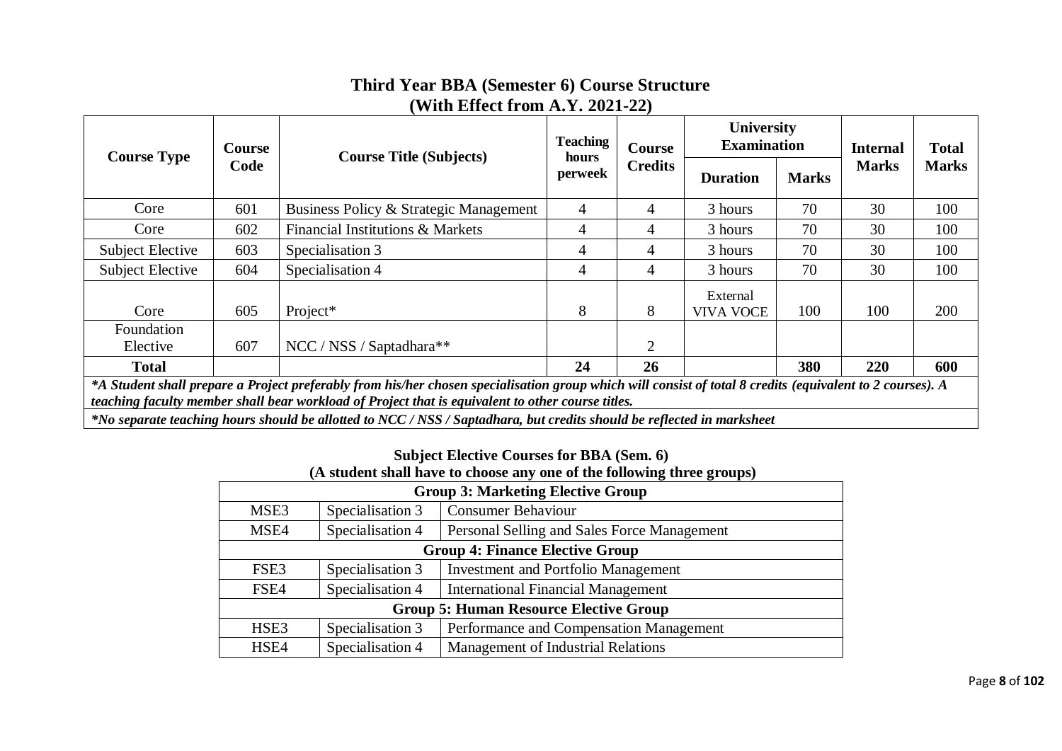## Third Year BBA (Semester 6) Course Structure
## (With Effect from A.Y. 2021-22)

| Course Type | Course Code | Course Title (Subjects) | Teaching hours perweek | Course Credits | University Examination | | Internal Marks | Total Marks |
|---|---|---|---|---|---|---|---|---|
| | | | | | Duration | Marks | | |
| Core | 601 | Business Policy & Strategic Management | 4 | 4 | 3 hours | 70 | 30 | 100 |
| Core | 602 | Financial Institutions & Markets | 4 | 4 | 3 hours | 70 | 30 | 100 |
| Subject Elective | 603 | Specialisation 3 | 4 | 4 | 3 hours | 70 | 30 | 100 |
| Subject Elective | 604 | Specialisation 4 | 4 | 4 | 3 hours | 70 | 30 | 100 |
| Core | 605 | Project* | 8 | 8 | External VIVA VOCE | 100 | 100 | 200 |
| Foundation Elective | 607 | NCC / NSS / Saptadhara** | | 2 | | | | |
| **Total** | | | **24** | **26** | | **380** | **220** | **600** |

***A Student shall prepare a Project preferably from his/her chosen specialisation group which will consist of total 8 credits (equivalent to 2 courses). A teaching faculty member shall bear workload of Project that is equivalent to other course titles.***

***No separate teaching hours should be allotted to NCC / NSS / Saptadhara, but credits should be reflected in marksheet***

### Subject Elective Courses for BBA (Sem. 6)
### (A student shall have to choose any one of the following three groups)

| | | |
|---|---|---|
| **Group 3: Marketing Elective Group** | | |
| MSE3 | Specialisation 3 | Consumer Behaviour |
| MSE4 | Specialisation 4 | Personal Selling and Sales Force Management |
| **Group 4: Finance Elective Group** | | |
| FSE3 | Specialisation 3 | Investment and Portfolio Management |
| FSE4 | Specialisation 4 | International Financial Management |
| **Group 5: Human Resource Elective Group** | | |
| HSE3 | Specialisation 3 | Performance and Compensation Management |
| HSE4 | Specialisation 4 | Management of Industrial Relations |